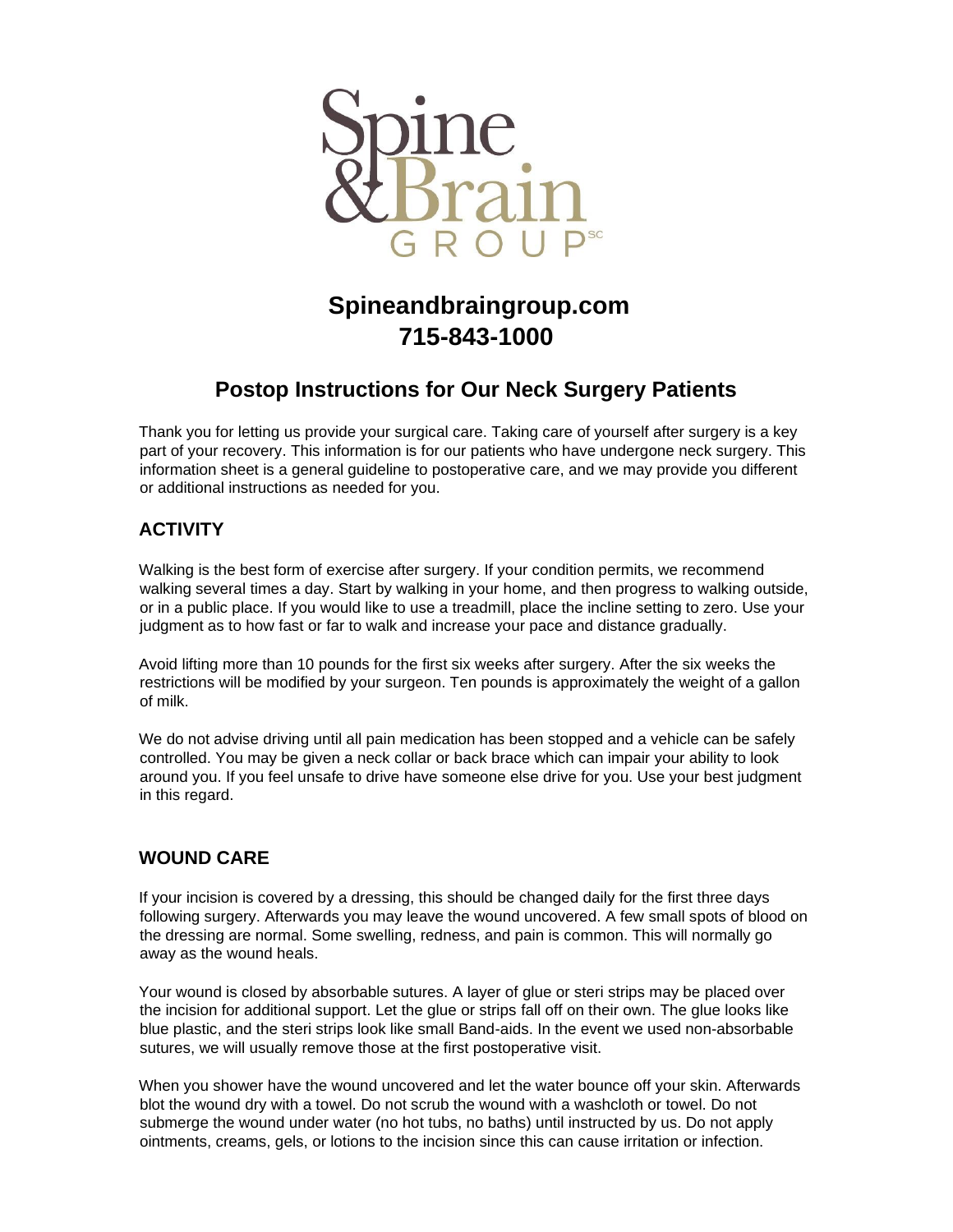Spine & Brain GROUP SC

**Spineandbraingroup.com**
**715-843-1000**

# Postop Instructions for Our Neck Surgery Patients

Thank you for letting us provide your surgical care. Taking care of yourself after surgery is a key part of your recovery. This information is for our patients who have undergone neck surgery. This information sheet is a general guideline to postoperative care, and we may provide you different or additional instructions as needed for you.

## ACTIVITY

Walking is the best form of exercise after surgery. If your condition permits, we recommend walking several times a day. Start by walking in your home, and then progress to walking outside, or in a public place. If you would like to use a treadmill, place the incline setting to zero. Use your judgment as to how fast or far to walk and increase your pace and distance gradually.

Avoid lifting more than 10 pounds for the first six weeks after surgery. After the six weeks the restrictions will be modified by your surgeon. Ten pounds is approximately the weight of a gallon of milk.

We do not advise driving until all pain medication has been stopped and a vehicle can be safely controlled. You may be given a neck collar or back brace which can impair your ability to look around you. If you feel unsafe to drive have someone else drive for you. Use your best judgment in this regard.

## WOUND CARE

If your incision is covered by a dressing, this should be changed daily for the first three days following surgery. Afterwards you may leave the wound uncovered. A few small spots of blood on the dressing are normal. Some swelling, redness, and pain is common. This will normally go away as the wound heals.

Your wound is closed by absorbable sutures. A layer of glue or steri strips may be placed over the incision for additional support. Let the glue or strips fall off on their own. The glue looks like blue plastic, and the steri strips look like small Band-aids. In the event we used non-absorbable sutures, we will usually remove those at the first postoperative visit.

When you shower have the wound uncovered and let the water bounce off your skin. Afterwards blot the wound dry with a towel. Do not scrub the wound with a washcloth or towel. Do not submerge the wound under water (no hot tubs, no baths) until instructed by us. Do not apply ointments, creams, gels, or lotions to the incision since this can cause irritation or infection.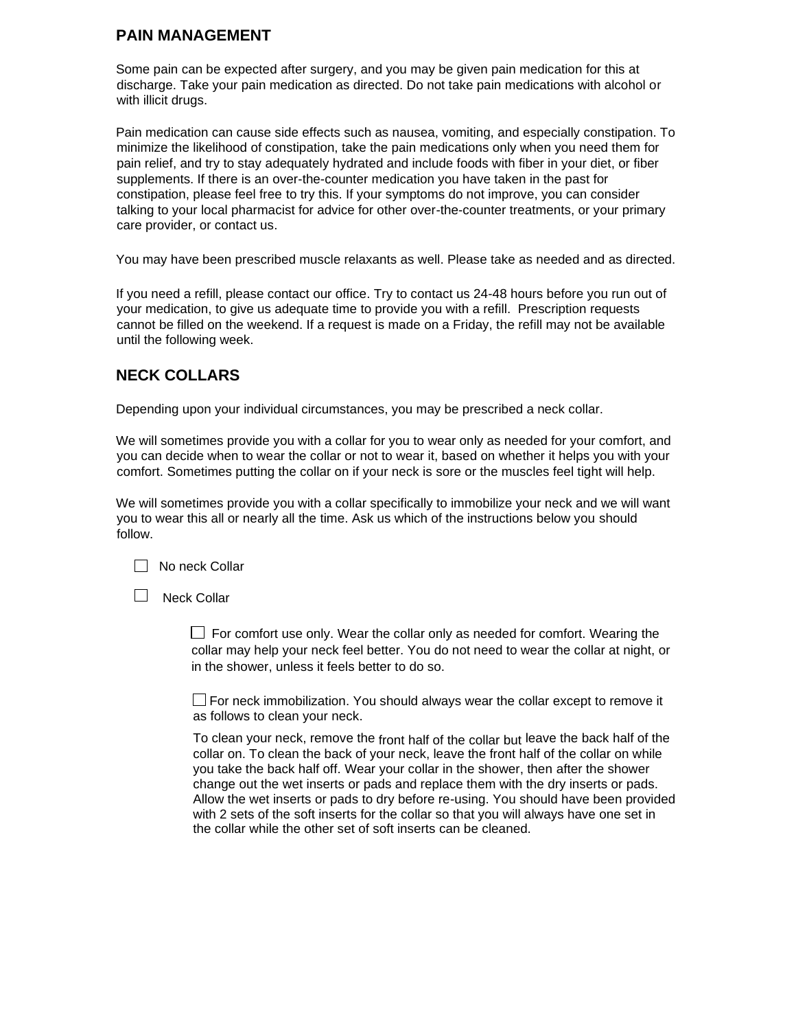## PAIN MANAGEMENT

Some pain can be expected after surgery, and you may be given pain medication for this at discharge. Take your pain medication as directed. Do not take pain medications with alcohol or with illicit drugs.

Pain medication can cause side effects such as nausea, vomiting, and especially constipation. To minimize the likelihood of constipation, take the pain medications only when you need them for pain relief, and try to stay adequately hydrated and include foods with fiber in your diet, or fiber supplements. If there is an over-the-counter medication you have taken in the past for constipation, please feel free to try this. If your symptoms do not improve, you can consider talking to your local pharmacist for advice for other over-the-counter treatments, or your primary care provider, or contact us.

You may have been prescribed muscle relaxants as well. Please take as needed and as directed.

If you need a refill, please contact our office. Try to contact us 24-48 hours before you run out of your medication, to give us adequate time to provide you with a refill. Prescription requests cannot be filled on the weekend. If a request is made on a Friday, the refill may not be available until the following week.

## NECK COLLARS

Depending upon your individual circumstances, you may be prescribed a neck collar.

We will sometimes provide you with a collar for you to wear only as needed for your comfort, and you can decide when to wear the collar or not to wear it, based on whether it helps you with your comfort. Sometimes putting the collar on if your neck is sore or the muscles feel tight will help.

We will sometimes provide you with a collar specifically to immobilize your neck and we will want you to wear this all or nearly all the time. Ask us which of the instructions below you should follow.

- ☐ No neck Collar
- ☐ Neck Collar
  - ☐ For comfort use only. Wear the collar only as needed for comfort. Wearing the collar may help your neck feel better. You do not need to wear the collar at night, or in the shower, unless it feels better to do so.
  - ☐ For neck immobilization. You should always wear the collar except to remove it as follows to clean your neck.

    To clean your neck, remove the front half of the collar but leave the back half of the collar on. To clean the back of your neck, leave the front half of the collar on while you take the back half off. Wear your collar in the shower, then after the shower change out the wet inserts or pads and replace them with the dry inserts or pads. Allow the wet inserts or pads to dry before re-using. You should have been provided with 2 sets of the soft inserts for the collar so that you will always have one set in the collar while the other set of soft inserts can be cleaned.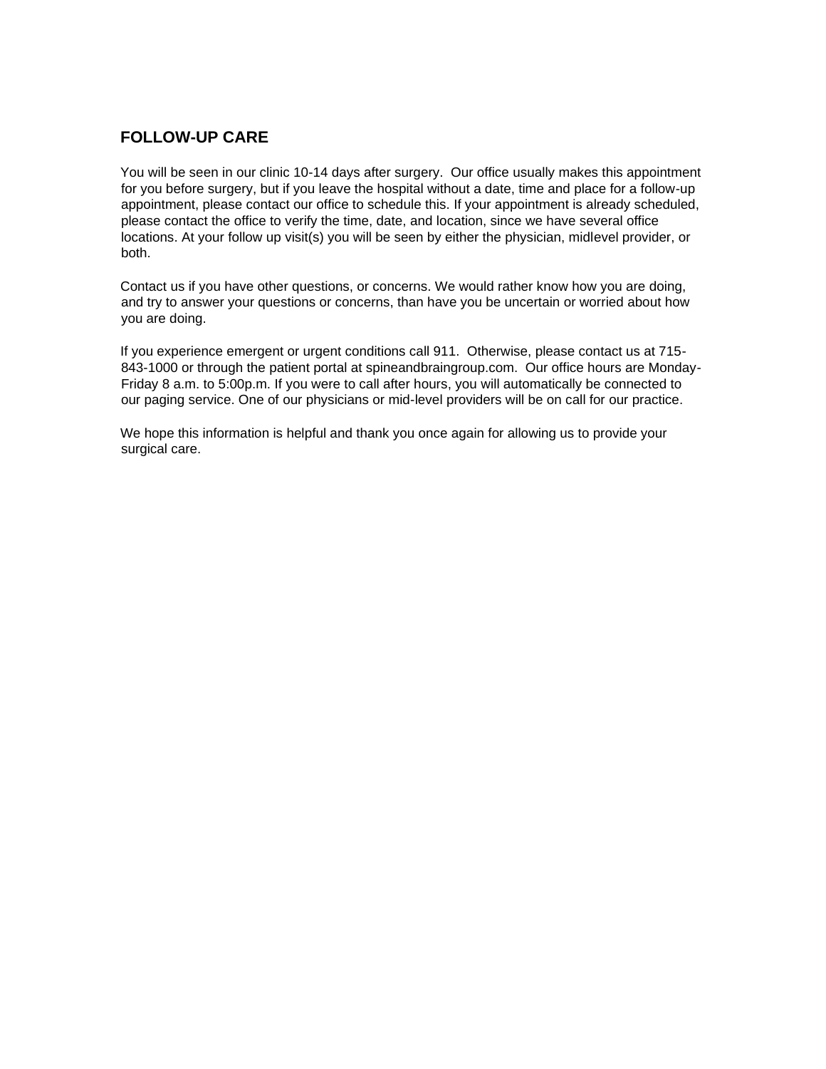## FOLLOW-UP CARE

You will be seen in our clinic 10-14 days after surgery. Our office usually makes this appointment for you before surgery, but if you leave the hospital without a date, time and place for a follow-up appointment, please contact our office to schedule this. If your appointment is already scheduled, please contact the office to verify the time, date, and location, since we have several office locations. At your follow up visit(s) you will be seen by either the physician, midlevel provider, or both.

Contact us if you have other questions, or concerns. We would rather know how you are doing, and try to answer your questions or concerns, than have you be uncertain or worried about how you are doing.

If you experience emergent or urgent conditions call 911. Otherwise, please contact us at 715-843-1000 or through the patient portal at spineandbraingroup.com. Our office hours are Monday-Friday 8 a.m. to 5:00p.m. If you were to call after hours, you will automatically be connected to our paging service. One of our physicians or mid-level providers will be on call for our practice.

We hope this information is helpful and thank you once again for allowing us to provide your surgical care.